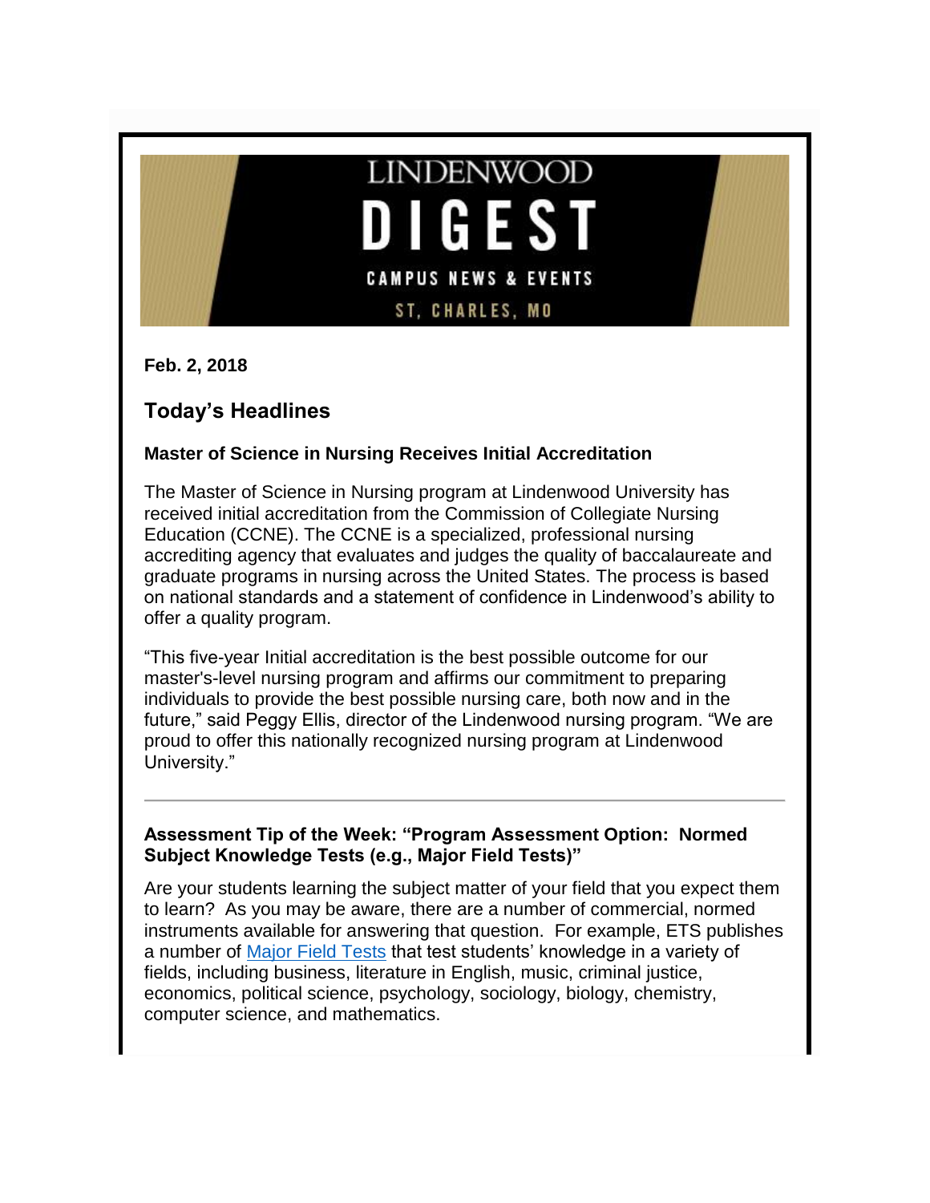# LINDENWOOD DIGEST

CAMPUS NEWS & EVENTS

ST. CHARLES, MO

**Feb. 2, 2018**

## Today's Headlines

### Master of Science in Nursing Receives Initial Accreditation

The Master of Science in Nursing program at Lindenwood University has received initial accreditation from the Commission of Collegiate Nursing Education (CCNE). The CCNE is a specialized, professional nursing accrediting agency that evaluates and judges the quality of baccalaureate and graduate programs in nursing across the United States. The process is based on national standards and a statement of confidence in Lindenwood's ability to offer a quality program.

"This five-year Initial accreditation is the best possible outcome for our master's-level nursing program and affirms our commitment to preparing individuals to provide the best possible nursing care, both now and in the future," said Peggy Ellis, director of the Lindenwood nursing program. "We are proud to offer this nationally recognized nursing program at Lindenwood University."

---

### Assessment Tip of the Week: "Program Assessment Option: Normed Subject Knowledge Tests (e.g., Major Field Tests)"

Are your students learning the subject matter of your field that you expect them to learn? As you may be aware, there are a number of commercial, normed instruments available for answering that question. For example, ETS publishes a number of Major Field Tests that test students' knowledge in a variety of fields, including business, literature in English, music, criminal justice, economics, political science, psychology, sociology, biology, chemistry, computer science, and mathematics.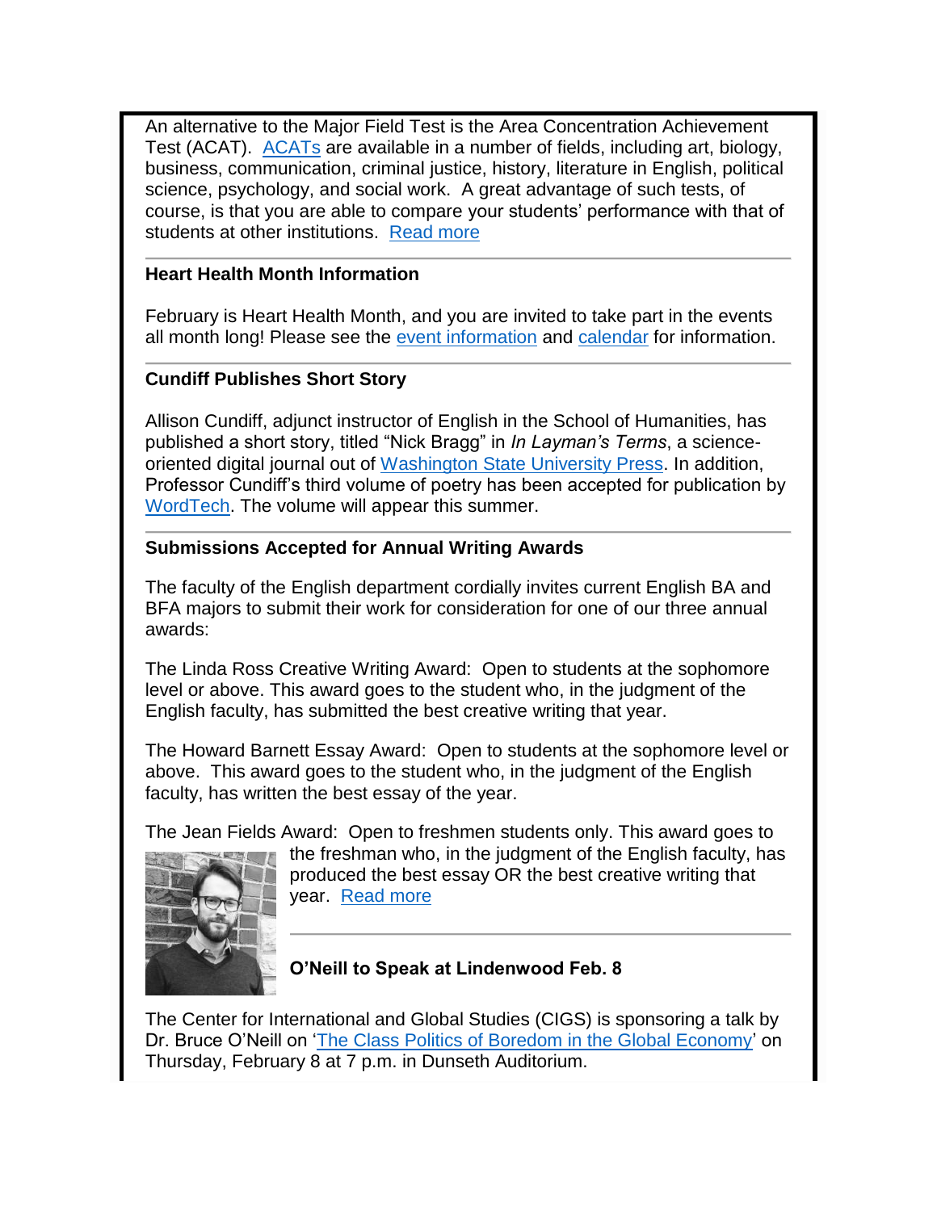An alternative to the Major Field Test is the Area Concentration Achievement Test (ACAT). ACATs are available in a number of fields, including art, biology, business, communication, criminal justice, history, literature in English, political science, psychology, and social work. A great advantage of such tests, of course, is that you are able to compare your students' performance with that of students at other institutions. Read more

---

**Heart Health Month Information**

February is Heart Health Month, and you are invited to take part in the events all month long! Please see the event information and calendar for information.

---

**Cundiff Publishes Short Story**

Allison Cundiff, adjunct instructor of English in the School of Humanities, has published a short story, titled "Nick Bragg" in *In Layman's Terms*, a science-oriented digital journal out of Washington State University Press. In addition, Professor Cundiff's third volume of poetry has been accepted for publication by WordTech. The volume will appear this summer.

---

**Submissions Accepted for Annual Writing Awards**

The faculty of the English department cordially invites current English BA and BFA majors to submit their work for consideration for one of our three annual awards:

The Linda Ross Creative Writing Award: Open to students at the sophomore level or above. This award goes to the student who, in the judgment of the English faculty, has submitted the best creative writing that year.

The Howard Barnett Essay Award: Open to students at the sophomore level or above. This award goes to the student who, in the judgment of the English faculty, has written the best essay of the year.

The Jean Fields Award: Open to freshmen students only. This award goes to the freshman who, in the judgment of the English faculty, has produced the best essay OR the best creative writing that year. Read more

---

**O'Neill to Speak at Lindenwood Feb. 8**

The Center for International and Global Studies (CIGS) is sponsoring a talk by Dr. Bruce O'Neill on 'The Class Politics of Boredom in the Global Economy' on Thursday, February 8 at 7 p.m. in Dunseth Auditorium.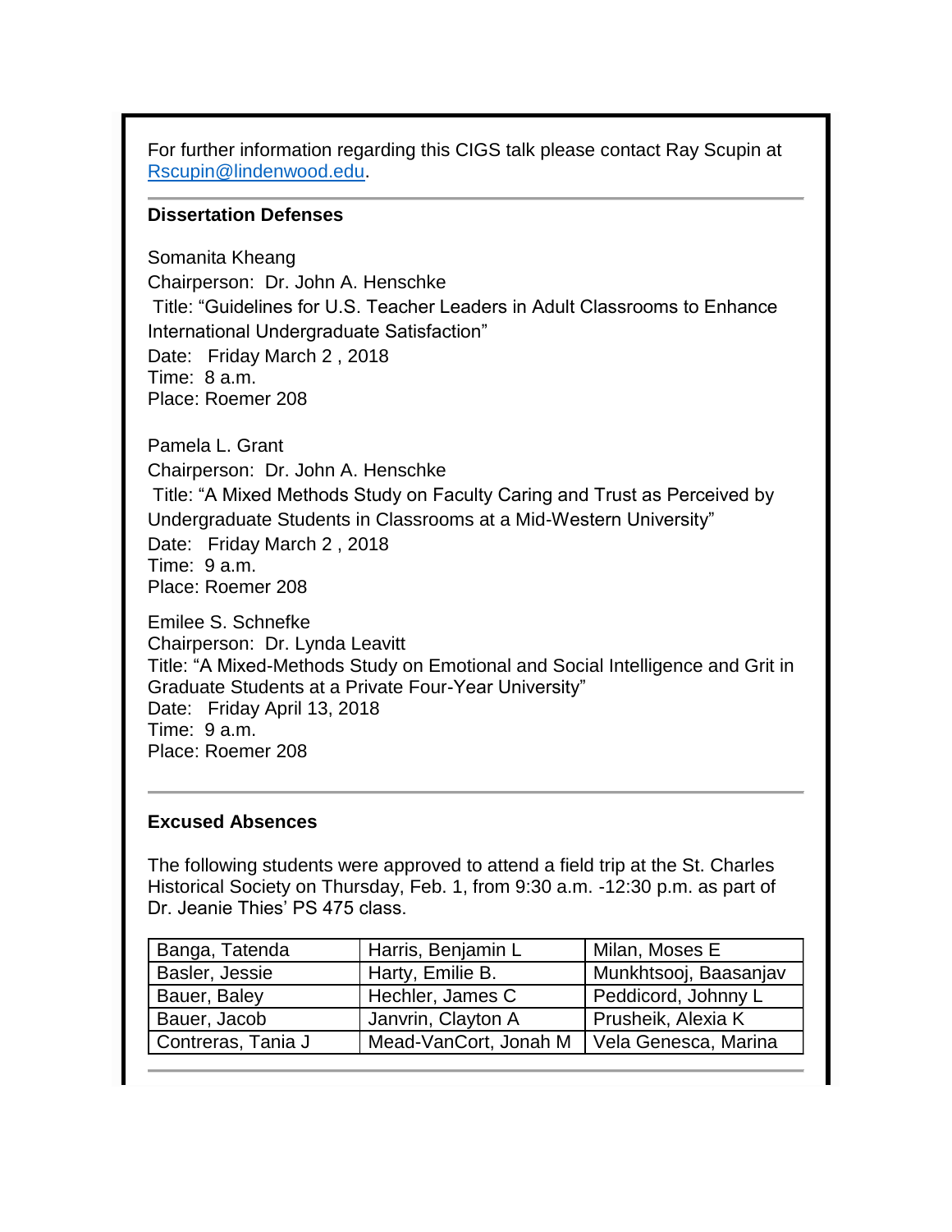For further information regarding this CIGS talk please contact Ray Scupin at [Rscupin@lindenwood.edu](mailto:Rscupin@lindenwood.edu).

---

**Dissertation Defenses**

Somanita Kheang
Chairperson: Dr. John A. Henschke
Title: "Guidelines for U.S. Teacher Leaders in Adult Classrooms to Enhance International Undergraduate Satisfaction"
Date: Friday March 2 , 2018
Time: 8 a.m.
Place: Roemer 208

Pamela L. Grant
Chairperson: Dr. John A. Henschke
Title: "A Mixed Methods Study on Faculty Caring and Trust as Perceived by Undergraduate Students in Classrooms at a Mid-Western University"
Date: Friday March 2 , 2018
Time: 9 a.m.
Place: Roemer 208

Emilee S. Schnefke
Chairperson: Dr. Lynda Leavitt
Title: "A Mixed-Methods Study on Emotional and Social Intelligence and Grit in Graduate Students at a Private Four-Year University"
Date: Friday April 13, 2018
Time: 9 a.m.
Place: Roemer 208

---

**Excused Absences**

The following students were approved to attend a field trip at the St. Charles Historical Society on Thursday, Feb. 1, from 9:30 a.m. -12:30 p.m. as part of Dr. Jeanie Thies' PS 475 class.

| | | |
|---|---|---|
| Banga, Tatenda | Harris, Benjamin L | Milan, Moses E |
| Basler, Jessie | Harty, Emilie B. | Munkhtsooj, Baasanjav |
| Bauer, Baley | Hechler, James C | Peddicord, Johnny L |
| Bauer, Jacob | Janvrin, Clayton A | Prusheik, Alexia K |
| Contreras, Tania J | Mead-VanCort, Jonah M | Vela Genesca, Marina |

---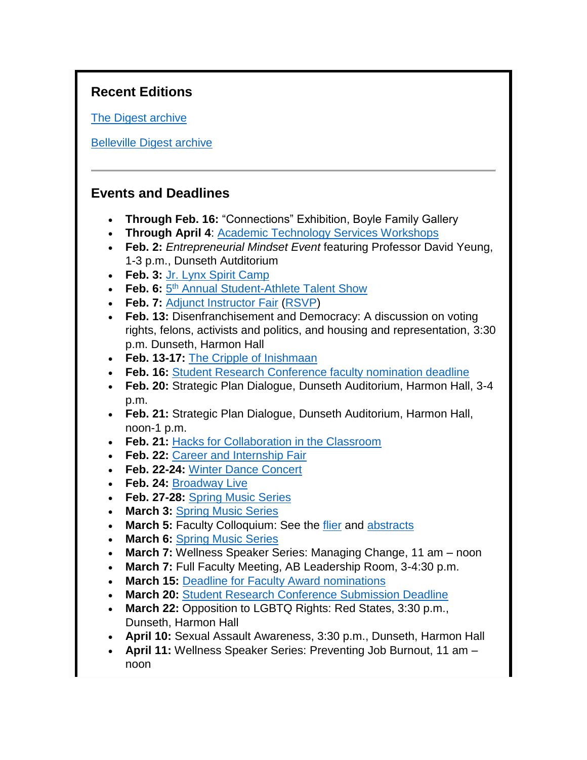## Recent Editions

The Digest archive

Belleville Digest archive

---

## Events and Deadlines

- **Through Feb. 16:** “Connections” Exhibition, Boyle Family Gallery
- **Through April 4**: Academic Technology Services Workshops
- **Feb. 2:** *Entrepreneurial Mindset Event* featuring Professor David Yeung, 1-3 p.m., Dunseth Autditorium
- **Feb. 3:** Jr. Lynx Spirit Camp
- **Feb. 6:** 5th Annual Student-Athlete Talent Show
- **Feb. 7:** Adjunct Instructor Fair (RSVP)
- **Feb. 13:** Disenfranchisement and Democracy: A discussion on voting rights, felons, activists and politics, and housing and representation, 3:30 p.m. Dunseth, Harmon Hall
- **Feb. 13-17:** The Cripple of Inishmaan
- **Feb. 16:** Student Research Conference faculty nomination deadline
- **Feb. 20:** Strategic Plan Dialogue, Dunseth Auditorium, Harmon Hall, 3-4 p.m.
- **Feb. 21:** Strategic Plan Dialogue, Dunseth Auditorium, Harmon Hall, noon-1 p.m.
- **Feb. 21:** Hacks for Collaboration in the Classroom
- **Feb. 22:** Career and Internship Fair
- **Feb. 22-24:** Winter Dance Concert
- **Feb. 24:** Broadway Live
- **Feb. 27-28:** Spring Music Series
- **March 3:** Spring Music Series
- **March 5:** Faculty Colloquium: See the flier and abstracts
- **March 6:** Spring Music Series
- **March 7:** Wellness Speaker Series: Managing Change, 11 am – noon
- **March 7:** Full Faculty Meeting, AB Leadership Room, 3-4:30 p.m.
- **March 15:** Deadline for Faculty Award nominations
- **March 20:** Student Research Conference Submission Deadline
- **March 22:** Opposition to LGBTQ Rights: Red States, 3:30 p.m., Dunseth, Harmon Hall
- **April 10:** Sexual Assault Awareness, 3:30 p.m., Dunseth, Harmon Hall
- **April 11:** Wellness Speaker Series: Preventing Job Burnout, 11 am – noon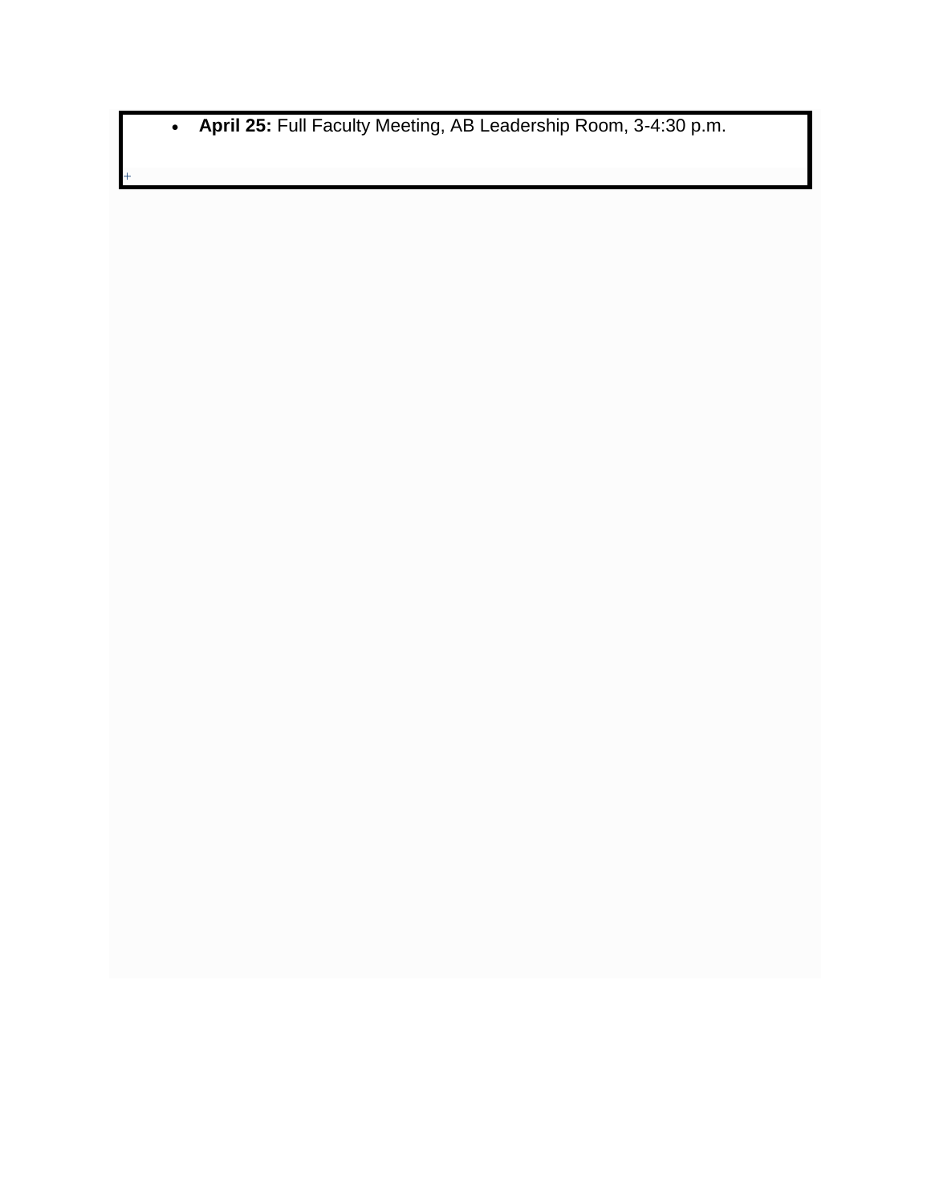- **April 25:** Full Faculty Meeting, AB Leadership Room, 3-4:30 p.m.

+